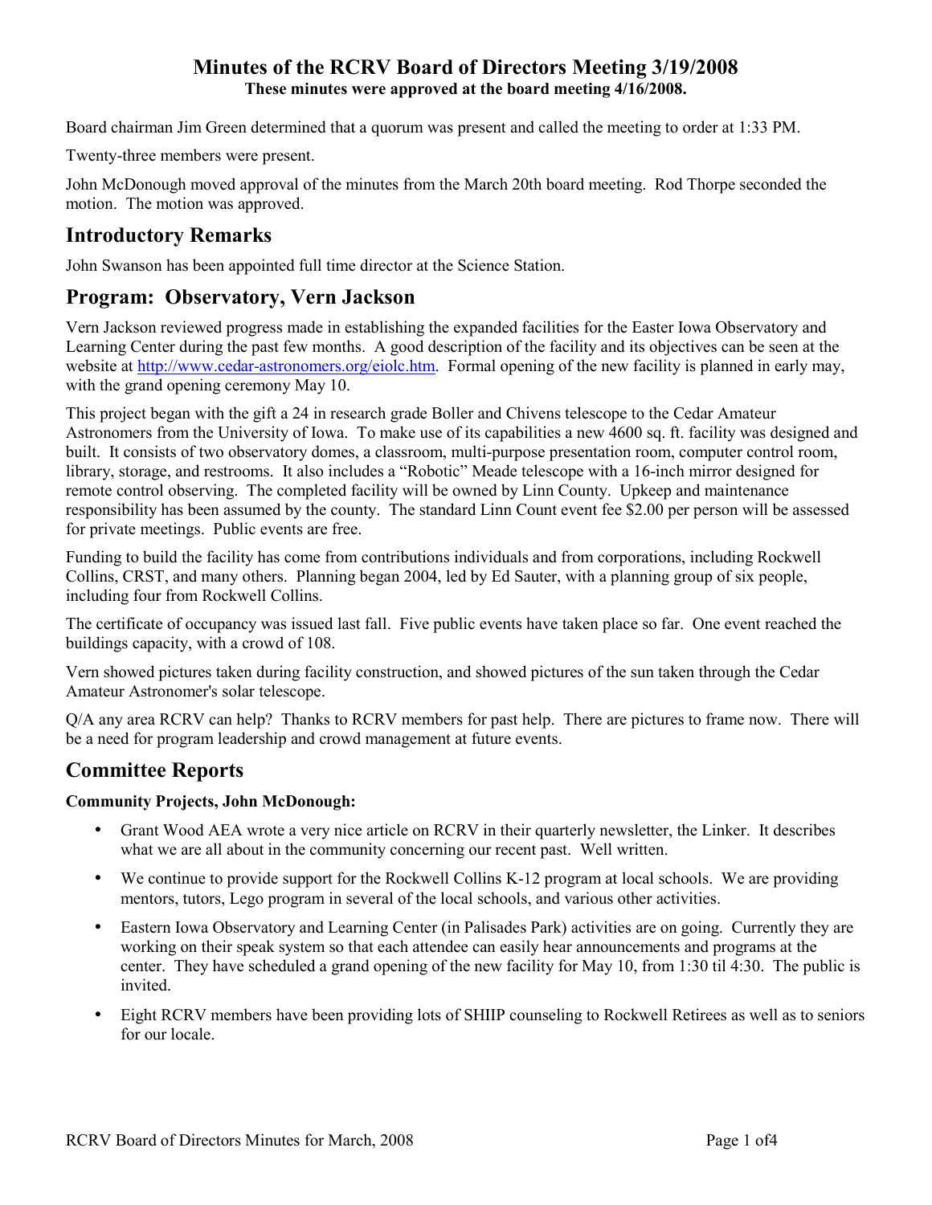# Minutes of the RCRV Board of Directors Meeting 3/19/2008

**These minutes were approved at the board meeting 4/16/2008.**

Board chairman Jim Green determined that a quorum was present and called the meeting to order at 1:33 PM.

Twenty-three members were present.

John McDonough moved approval of the minutes from the March 20th board meeting. Rod Thorpe seconded the motion. The motion was approved.

## Introductory Remarks

John Swanson has been appointed full time director at the Science Station.

## Program: Observatory, Vern Jackson

Vern Jackson reviewed progress made in establishing the expanded facilities for the Easter Iowa Observatory and Learning Center during the past few months. A good description of the facility and its objectives can be seen at the website at http://www.cedar-astronomers.org/eiolc.htm. Formal opening of the new facility is planned in early may, with the grand opening ceremony May 10.

This project began with the gift a 24 in research grade Boller and Chivens telescope to the Cedar Amateur Astronomers from the University of Iowa. To make use of its capabilities a new 4600 sq. ft. facility was designed and built. It consists of two observatory domes, a classroom, multi-purpose presentation room, computer control room, library, storage, and restrooms. It also includes a "Robotic" Meade telescope with a 16-inch mirror designed for remote control observing. The completed facility will be owned by Linn County. Upkeep and maintenance responsibility has been assumed by the county. The standard Linn Count event fee $2.00 per person will be assessed for private meetings. Public events are free.

Funding to build the facility has come from contributions individuals and from corporations, including Rockwell Collins, CRST, and many others. Planning began 2004, led by Ed Sauter, with a planning group of six people, including four from Rockwell Collins.

The certificate of occupancy was issued last fall. Five public events have taken place so far. One event reached the buildings capacity, with a crowd of 108.

Vern showed pictures taken during facility construction, and showed pictures of the sun taken through the Cedar Amateur Astronomer's solar telescope.

Q/A any area RCRV can help? Thanks to RCRV members for past help. There are pictures to frame now. There will be a need for program leadership and crowd management at future events.

## Committee Reports

**Community Projects, John McDonough:**

- Grant Wood AEA wrote a very nice article on RCRV in their quarterly newsletter, the Linker. It describes what we are all about in the community concerning our recent past. Well written.
- We continue to provide support for the Rockwell Collins K-12 program at local schools. We are providing mentors, tutors, Lego program in several of the local schools, and various other activities.
- Eastern Iowa Observatory and Learning Center (in Palisades Park) activities are on going. Currently they are working on their speak system so that each attendee can easily hear announcements and programs at the center. They have scheduled a grand opening of the new facility for May 10, from 1:30 til 4:30. The public is invited.
- Eight RCRV members have been providing lots of SHIIP counseling to Rockwell Retirees as well as to seniors for our locale.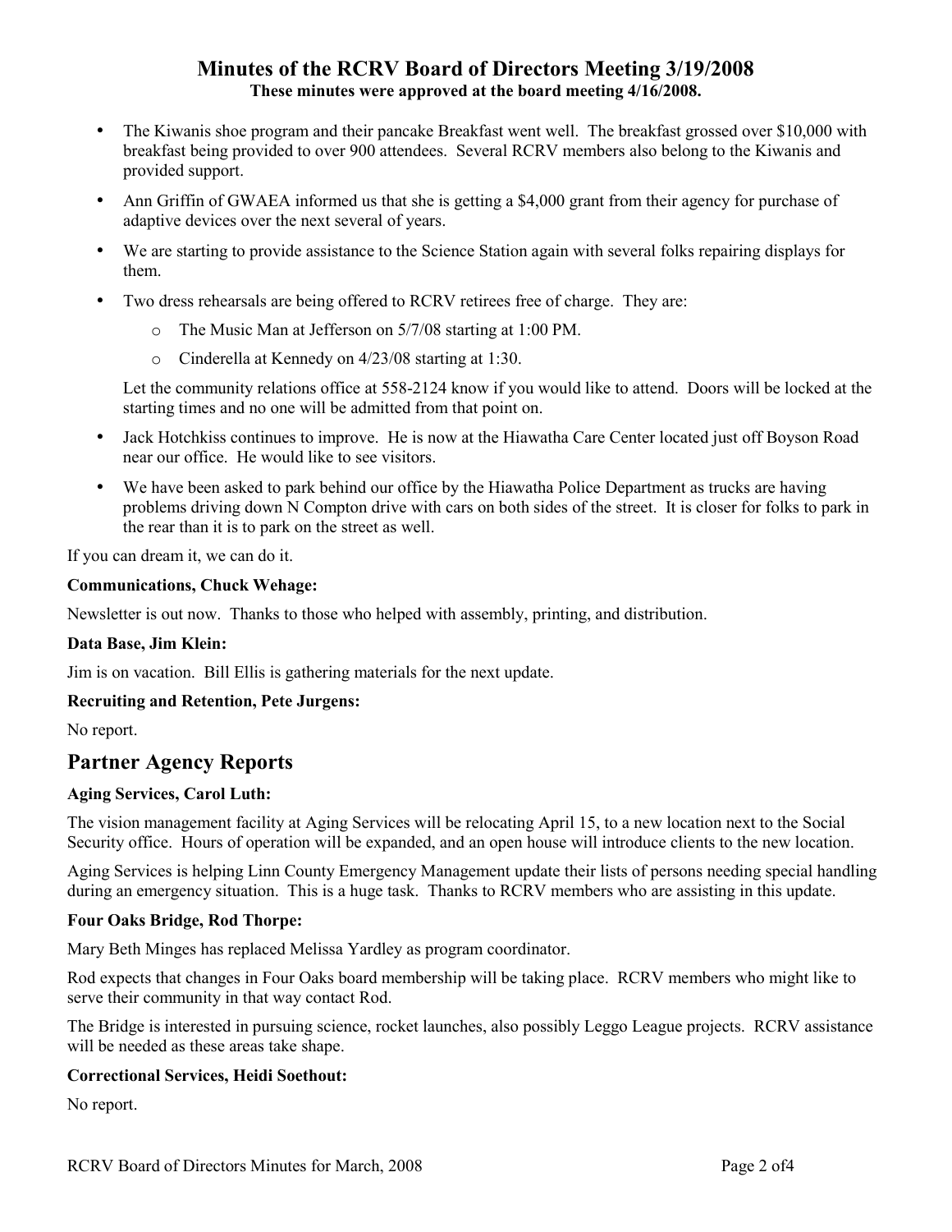# Minutes of the RCRV Board of Directors Meeting 3/19/2008

**These minutes were approved at the board meeting 4/16/2008.**

- The Kiwanis shoe program and their pancake Breakfast went well. The breakfast grossed over $10,000 with breakfast being provided to over 900 attendees. Several RCRV members also belong to the Kiwanis and provided support.
- Ann Griffin of GWAEA informed us that she is getting a $4,000 grant from their agency for purchase of adaptive devices over the next several of years.
- We are starting to provide assistance to the Science Station again with several folks repairing displays for them.
- Two dress rehearsals are being offered to RCRV retirees free of charge. They are:
  - The Music Man at Jefferson on 5/7/08 starting at 1:00 PM.
  - Cinderella at Kennedy on 4/23/08 starting at 1:30.

  Let the community relations office at 558-2124 know if you would like to attend. Doors will be locked at the starting times and no one will be admitted from that point on.
- Jack Hotchkiss continues to improve. He is now at the Hiawatha Care Center located just off Boyson Road near our office. He would like to see visitors.
- We have been asked to park behind our office by the Hiawatha Police Department as trucks are having problems driving down N Compton drive with cars on both sides of the street. It is closer for folks to park in the rear than it is to park on the street as well.

If you can dream it, we can do it.

**Communications, Chuck Wehage:**

Newsletter is out now. Thanks to those who helped with assembly, printing, and distribution.

**Data Base, Jim Klein:**

Jim is on vacation. Bill Ellis is gathering materials for the next update.

**Recruiting and Retention, Pete Jurgens:**

No report.

## Partner Agency Reports

**Aging Services, Carol Luth:**

The vision management facility at Aging Services will be relocating April 15, to a new location next to the Social Security office. Hours of operation will be expanded, and an open house will introduce clients to the new location.

Aging Services is helping Linn County Emergency Management update their lists of persons needing special handling during an emergency situation. This is a huge task. Thanks to RCRV members who are assisting in this update.

**Four Oaks Bridge, Rod Thorpe:**

Mary Beth Minges has replaced Melissa Yardley as program coordinator.

Rod expects that changes in Four Oaks board membership will be taking place. RCRV members who might like to serve their community in that way contact Rod.

The Bridge is interested in pursuing science, rocket launches, also possibly Leggo League projects. RCRV assistance will be needed as these areas take shape.

**Correctional Services, Heidi Soethout:**

No report.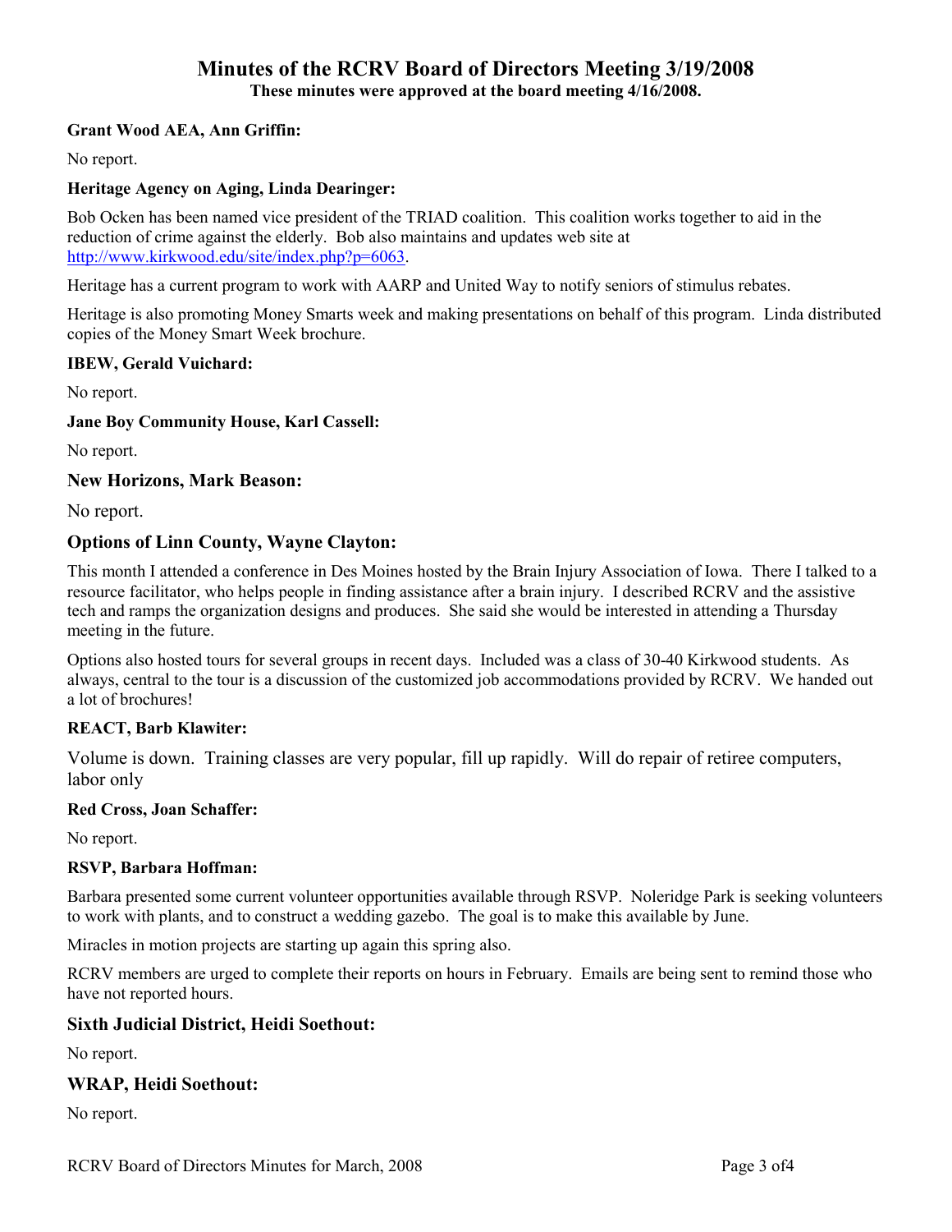# Minutes of the RCRV Board of Directors Meeting 3/19/2008

**These minutes were approved at the board meeting 4/16/2008.**

**Grant Wood AEA, Ann Griffin:**

No report.

**Heritage Agency on Aging, Linda Dearinger:**

Bob Ocken has been named vice president of the TRIAD coalition. This coalition works together to aid in the reduction of crime against the elderly. Bob also maintains and updates web site at http://www.kirkwood.edu/site/index.php?p=6063.

Heritage has a current program to work with AARP and United Way to notify seniors of stimulus rebates.

Heritage is also promoting Money Smarts week and making presentations on behalf of this program. Linda distributed copies of the Money Smart Week brochure.

**IBEW, Gerald Vuichard:**

No report.

**Jane Boy Community House, Karl Cassell:**

No report.

**New Horizons, Mark Beason:**

No report.

**Options of Linn County, Wayne Clayton:**

This month I attended a conference in Des Moines hosted by the Brain Injury Association of Iowa. There I talked to a resource facilitator, who helps people in finding assistance after a brain injury. I described RCRV and the assistive tech and ramps the organization designs and produces. She said she would be interested in attending a Thursday meeting in the future.

Options also hosted tours for several groups in recent days. Included was a class of 30-40 Kirkwood students. As always, central to the tour is a discussion of the customized job accommodations provided by RCRV. We handed out a lot of brochures!

**REACT, Barb Klawiter:**

Volume is down. Training classes are very popular, fill up rapidly. Will do repair of retiree computers, labor only

**Red Cross, Joan Schaffer:**

No report.

**RSVP, Barbara Hoffman:**

Barbara presented some current volunteer opportunities available through RSVP. Noleridge Park is seeking volunteers to work with plants, and to construct a wedding gazebo. The goal is to make this available by June.

Miracles in motion projects are starting up again this spring also.

RCRV members are urged to complete their reports on hours in February. Emails are being sent to remind those who have not reported hours.

**Sixth Judicial District, Heidi Soethout:**

No report.

**WRAP, Heidi Soethout:**

No report.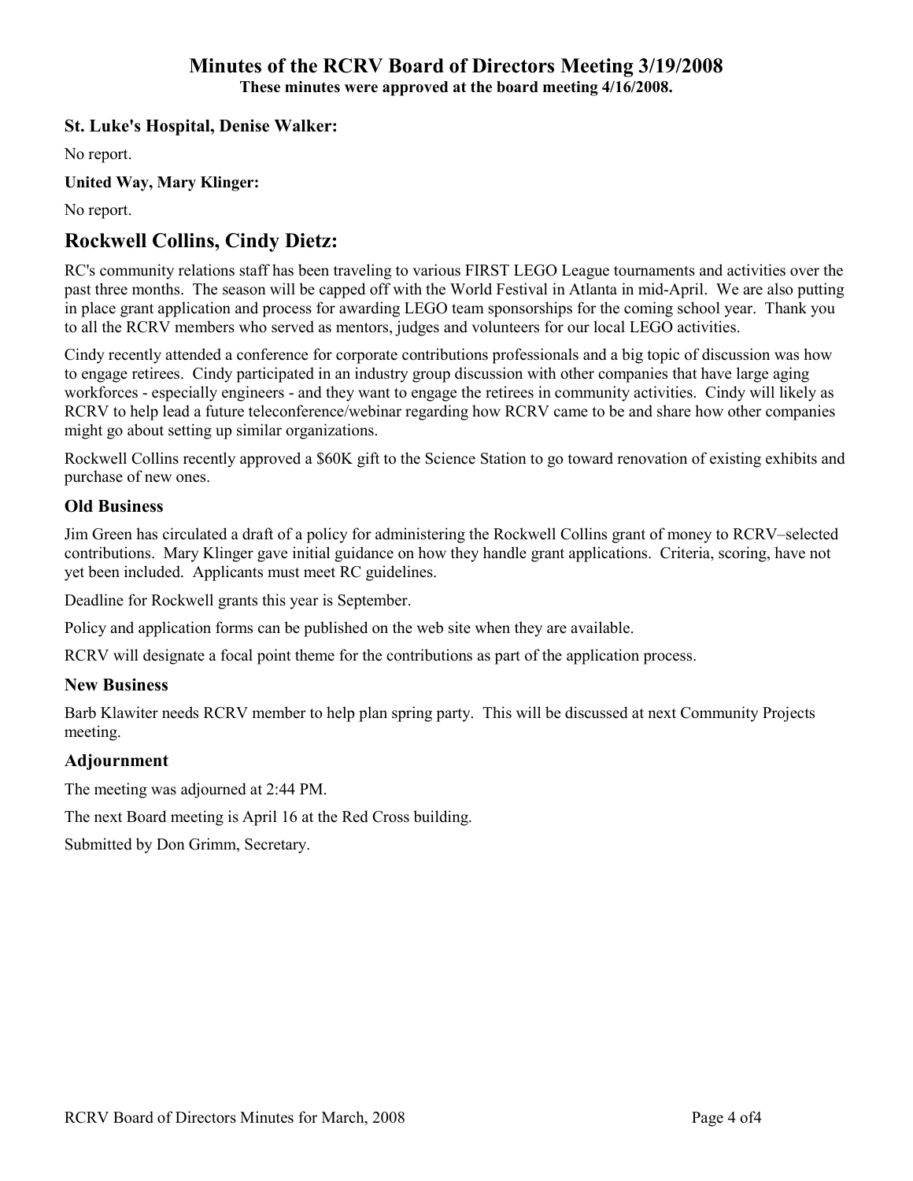# Minutes of the RCRV Board of Directors Meeting 3/19/2008

**These minutes were approved at the board meeting 4/16/2008.**

### St. Luke's Hospital, Denise Walker:

No report.

### United Way, Mary Klinger:

No report.

## Rockwell Collins, Cindy Dietz:

RC's community relations staff has been traveling to various FIRST LEGO League tournaments and activities over the past three months. The season will be capped off with the World Festival in Atlanta in mid-April. We are also putting in place grant application and process for awarding LEGO team sponsorships for the coming school year. Thank you to all the RCRV members who served as mentors, judges and volunteers for our local LEGO activities.

Cindy recently attended a conference for corporate contributions professionals and a big topic of discussion was how to engage retirees. Cindy participated in an industry group discussion with other companies that have large aging workforces - especially engineers - and they want to engage the retirees in community activities. Cindy will likely as RCRV to help lead a future teleconference/webinar regarding how RCRV came to be and share how other companies might go about setting up similar organizations.

Rockwell Collins recently approved a $60K gift to the Science Station to go toward renovation of existing exhibits and purchase of new ones.

### Old Business

Jim Green has circulated a draft of a policy for administering the Rockwell Collins grant of money to RCRV–selected contributions. Mary Klinger gave initial guidance on how they handle grant applications. Criteria, scoring, have not yet been included. Applicants must meet RC guidelines.

Deadline for Rockwell grants this year is September.

Policy and application forms can be published on the web site when they are available.

RCRV will designate a focal point theme for the contributions as part of the application process.

### New Business

Barb Klawiter needs RCRV member to help plan spring party. This will be discussed at next Community Projects meeting.

### Adjournment

The meeting was adjourned at 2:44 PM.

The next Board meeting is April 16 at the Red Cross building.

Submitted by Don Grimm, Secretary.